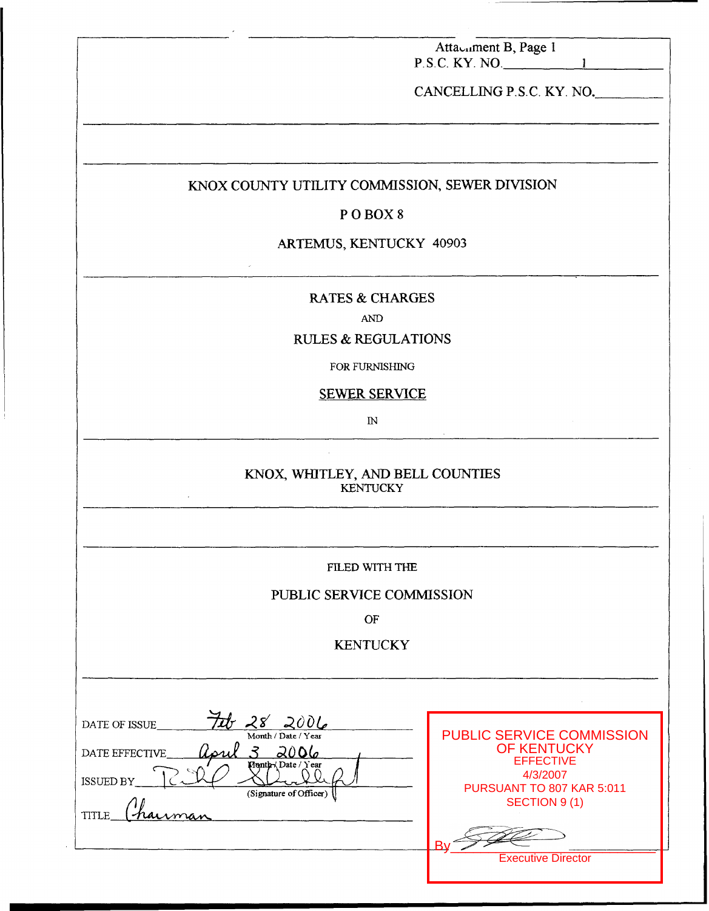Attachment B, Page 1
P.S.C. KY. NO. 1

CANCELLING P.S.C. KY. NO. ________

KNOX COUNTY UTILITY COMMISSION, SEWER DIVISION

P O BOX 8

ARTEMUS, KENTUCKY 40903

RATES & CHARGES

AND

RULES & REGULATIONS

FOR FURNISHING

SEWER SERVICE

IN

KNOX, WHITLEY, AND BELL COUNTIES
KENTUCKY

FILED WITH THE

PUBLIC SERVICE COMMISSION

OF

KENTUCKY

DATE OF ISSUE Feb 28 2006
Month / Date / Year

DATE EFFECTIVE April 3 2006
Month / Date / Year

ISSUED BY [signature]
(Signature of Officer)

TITLE Chairman

PUBLIC SERVICE COMMISSION
OF KENTUCKY
EFFECTIVE
4/3/2007
PURSUANT TO 807 KAR 5:011
SECTION 9 (1)

By [signature]
Executive Director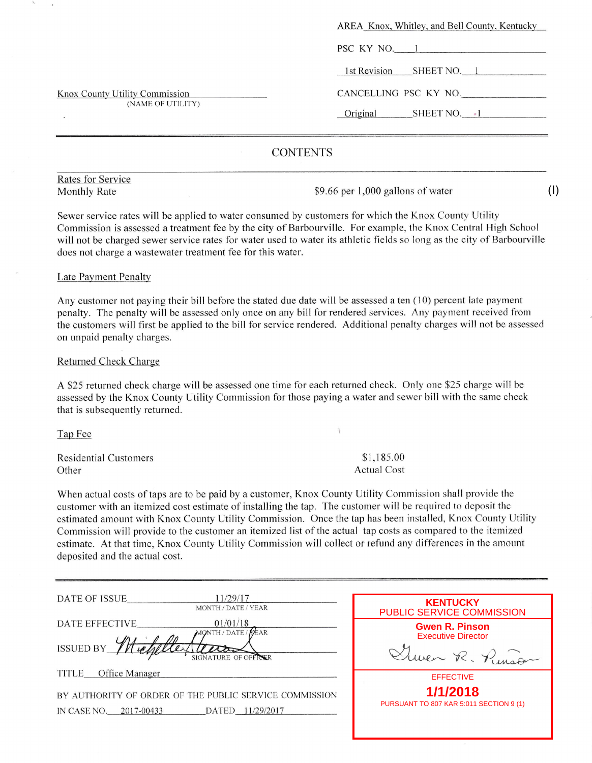AREA Knox, Whitley, and Bell County, Kentucky

PSC KY NO. 1

1st Revision SHEET NO. 1

Knox County Utility Commission
(NAME OF UTILITY)

CANCELLING PSC KY NO.

Original SHEET NO. 1

---

## CONTENTS

Rates for Service

| Monthly Rate | $9.66 per 1,000 gallons of water | (I) |
|---|---|---|

Sewer service rates will be applied to water consumed by customers for which the Knox County Utility Commission is assessed a treatment fee by the city of Barbourville. For example, the Knox Central High School will not be charged sewer service rates for water used to water its athletic fields so long as the city of Barbourville does not charge a wastewater treatment fee for this water.

Late Payment Penalty

Any customer not paying their bill before the stated due date will be assessed a ten (10) percent late payment penalty. The penalty will be assessed only once on any bill for rendered services. Any payment received from the customers will first be applied to the bill for service rendered. Additional penalty charges will not be assessed on unpaid penalty charges.

Returned Check Charge

A $25 returned check charge will be assessed one time for each returned check. Only one $25 charge will be assessed by the Knox County Utility Commission for those paying a water and sewer bill with the same check that is subsequently returned.

Tap Fee

| Residential Customers | $1,185.00 |
|---|---|
| Other | Actual Cost |

When actual costs of taps are to be paid by a customer, Knox County Utility Commission shall provide the customer with an itemized cost estimate of installing the tap. The customer will be required to deposit the estimated amount with Knox County Utility Commission. Once the tap has been installed, Knox County Utility Commission will provide to the customer an itemized list of the actual tap costs as compared to the itemized estimate. At that time, Knox County Utility Commission will collect or refund any differences in the amount deposited and the actual cost.

---

DATE OF ISSUE 11/29/17
MONTH / DATE / YEAR

DATE EFFECTIVE 01/01/18
MONTH / DATE / YEAR

ISSUED BY *Michelle Nieves*
SIGNATURE OF OFFICER

TITLE Office Manager

BY AUTHORITY OF ORDER OF THE PUBLIC SERVICE COMMISSION
IN CASE NO. 2017-00433 DATED 11/29/2017

**KENTUCKY PUBLIC SERVICE COMMISSION**
**Gwen R. Pinson**
Executive Director
*Gwen R. Pinson*
EFFECTIVE
**1/1/2018**
PURSUANT TO 807 KAR 5:011 SECTION 9 (1)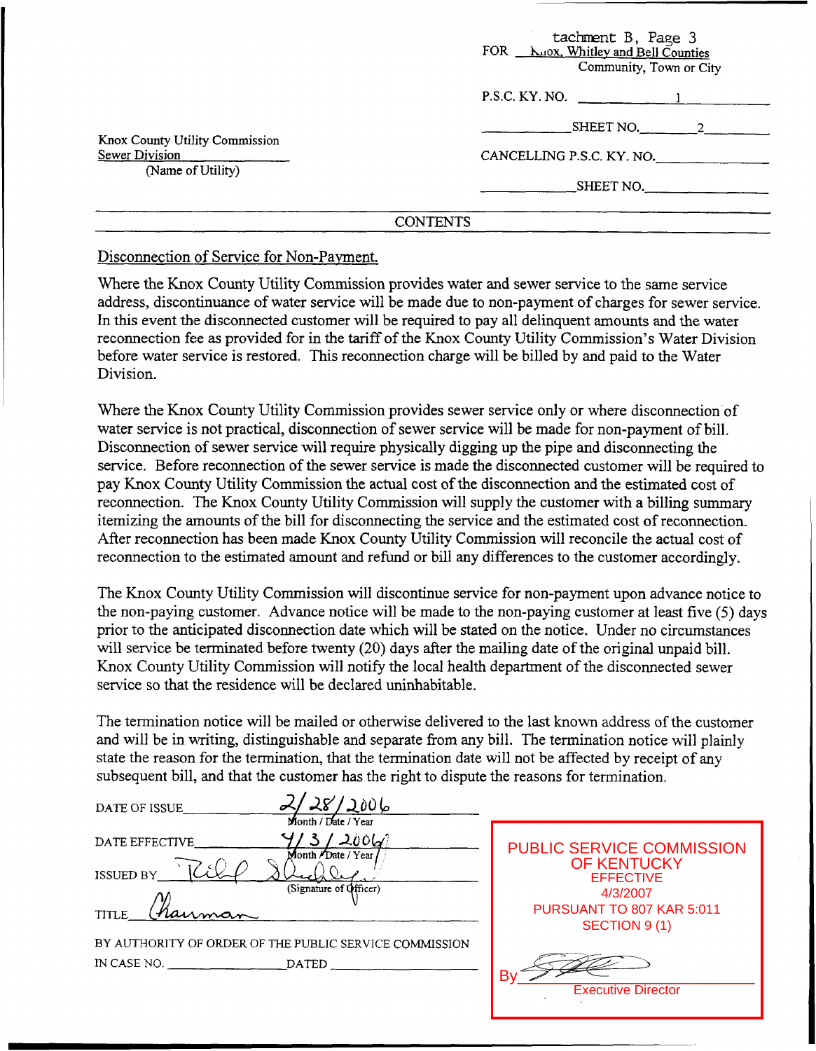tachment B, Page 3

FOR Knox, Whitley and Bell Counties
Community, Town or City

P.S.C. KY. NO. 1

SHEET NO. 2

CANCELLING P.S.C. KY. NO. ________

SHEET NO. ________

Knox County Utility Commission
Sewer Division
(Name of Utility)

CONTENTS

Disconnection of Service for Non-Payment.

Where the Knox County Utility Commission provides water and sewer service to the same service address, discontinuance of water service will be made due to non-payment of charges for sewer service. In this event the disconnected customer will be required to pay all delinquent amounts and the water reconnection fee as provided for in the tariff of the Knox County Utility Commission's Water Division before water service is restored. This reconnection charge will be billed by and paid to the Water Division.

Where the Knox County Utility Commission provides sewer service only or where disconnection of water service is not practical, disconnection of sewer service will be made for non-payment of bill. Disconnection of sewer service will require physically digging up the pipe and disconnecting the service. Before reconnection of the sewer service is made the disconnected customer will be required to pay Knox County Utility Commission the actual cost of the disconnection and the estimated cost of reconnection. The Knox County Utility Commission will supply the customer with a billing summary itemizing the amounts of the bill for disconnecting the service and the estimated cost of reconnection. After reconnection has been made Knox County Utility Commission will reconcile the actual cost of reconnection to the estimated amount and refund or bill any differences to the customer accordingly.

The Knox County Utility Commission will discontinue service for non-payment upon advance notice to the non-paying customer. Advance notice will be made to the non-paying customer at least five (5) days prior to the anticipated disconnection date which will be stated on the notice. Under no circumstances will service be terminated before twenty (20) days after the mailing date of the original unpaid bill. Knox County Utility Commission will notify the local health department of the disconnected sewer service so that the residence will be declared uninhabitable.

The termination notice will be mailed or otherwise delivered to the last known address of the customer and will be in writing, distinguishable and separate from any bill. The termination notice will plainly state the reason for the termination, that the termination date will not be affected by receipt of any subsequent bill, and that the customer has the right to dispute the reasons for termination.

DATE OF ISSUE 2/28/2006 (Month / Date / Year)

DATE EFFECTIVE 4/3/2006 (Month / Date / Year)

ISSUED BY [signature] (Signature of Officer)

TITLE Chairman

BY AUTHORITY OF ORDER OF THE PUBLIC SERVICE COMMISSION IN CASE NO. ________ DATED ________

PUBLIC SERVICE COMMISSION OF KENTUCKY
EFFECTIVE
4/3/2007
PURSUANT TO 807 KAR 5:011
SECTION 9 (1)

By [signature]
Executive Director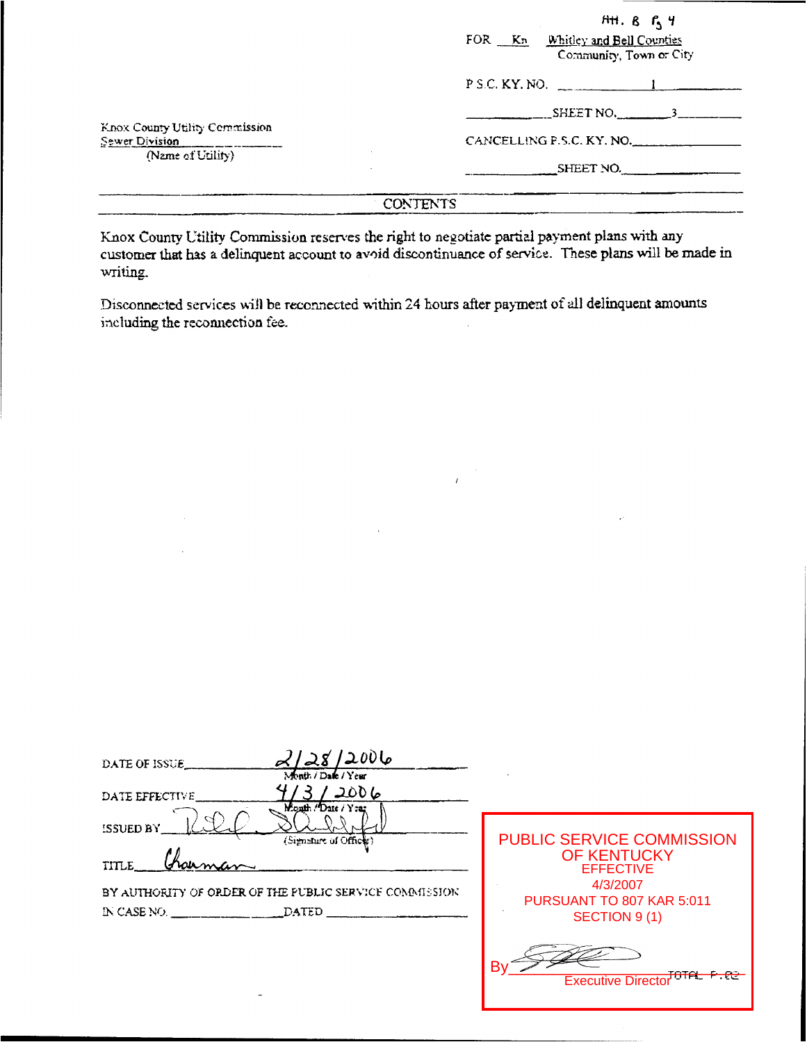Att. 8 pg 4

FOR Kn Whitley and Bell Counties
Community, Town or City

P.S.C. KY. NO. 1

SHEET NO. 3

Knox County Utility Commission
Sewer Division
(Name of Utility)

CANCELLING P.S.C. KY. NO.

SHEET NO.

CONTENTS

Knox County Utility Commission reserves the right to negotiate partial payment plans with any customer that has a delinquent account to avoid discontinuance of service. These plans will be made in writing.

Disconnected services will be reconnected within 24 hours after payment of all delinquent amounts including the reconnection fee.

DATE OF ISSUE 2/28/2006
Month / Date / Year

DATE EFFECTIVE 4/3/2006
Month / Date / Year

ISSUED BY (signature)
(Signature of Officer)

TITLE Chairman

BY AUTHORITY OF ORDER OF THE PUBLIC SERVICE COMMISSION
IN CASE NO. DATED

PUBLIC SERVICE COMMISSION
OF KENTUCKY
EFFECTIVE
4/3/2007
PURSUANT TO 807 KAR 5:011
SECTION 9 (1)

By (signature)
Executive Director